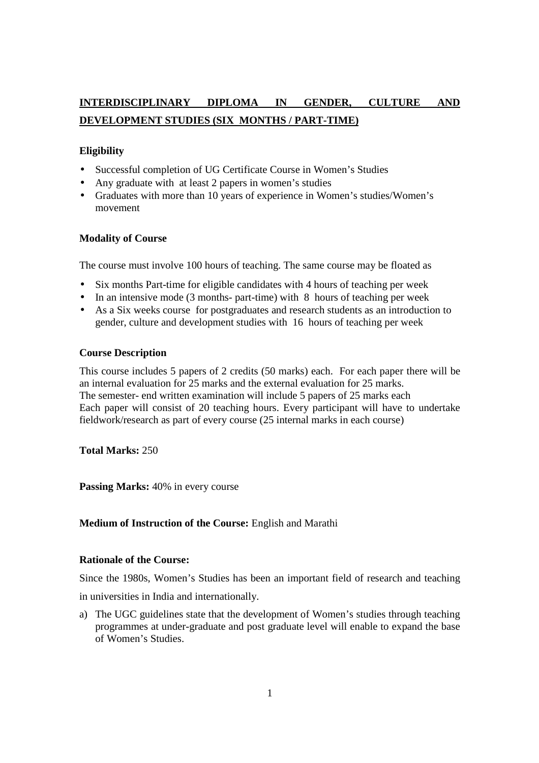# INTERDISCIPLINARY DIPLOMA IN GENDER, CULTURE AND DEVELOPMENT STUDIES (SIX MONTHS / PART-TIME)

**Eligibility**

- Successful completion of UG Certificate Course in Women's Studies
- Any graduate with at least 2 papers in women's studies
- Graduates with more than 10 years of experience in Women's studies/Women's movement

**Modality of Course**

The course must involve 100 hours of teaching. The same course may be floated as

- Six months Part-time for eligible candidates with 4 hours of teaching per week
- In an intensive mode (3 months- part-time) with 8 hours of teaching per week
- As a Six weeks course for postgraduates and research students as an introduction to gender, culture and development studies with 16 hours of teaching per week

**Course Description**

This course includes 5 papers of 2 credits (50 marks) each. For each paper there will be an internal evaluation for 25 marks and the external evaluation for 25 marks.
The semester- end written examination will include 5 papers of 25 marks each
Each paper will consist of 20 teaching hours. Every participant will have to undertake fieldwork/research as part of every course (25 internal marks in each course)

**Total Marks:** 250

**Passing Marks:** 40% in every course

**Medium of Instruction of the Course:** English and Marathi

**Rationale of the Course:**

Since the 1980s, Women's Studies has been an important field of research and teaching in universities in India and internationally.

a) The UGC guidelines state that the development of Women's studies through teaching programmes at under-graduate and post graduate level will enable to expand the base of Women's Studies.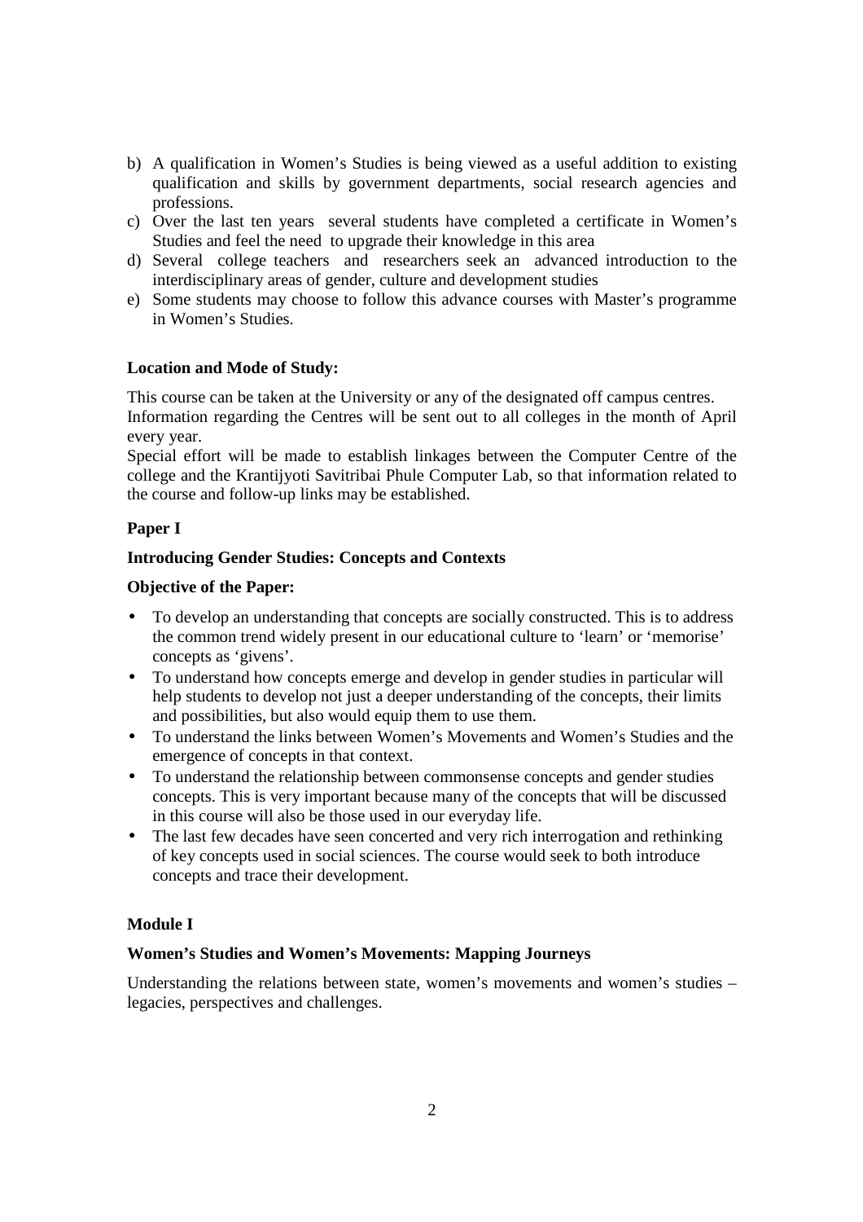b) A qualification in Women's Studies is being viewed as a useful addition to existing qualification and skills by government departments, social research agencies and professions.
c) Over the last ten years several students have completed a certificate in Women's Studies and feel the need to upgrade their knowledge in this area
d) Several college teachers and researchers seek an advanced introduction to the interdisciplinary areas of gender, culture and development studies
e) Some students may choose to follow this advance courses with Master's programme in Women's Studies.

**Location and Mode of Study:**

This course can be taken at the University or any of the designated off campus centres.
Information regarding the Centres will be sent out to all colleges in the month of April every year.
Special effort will be made to establish linkages between the Computer Centre of the college and the Krantijyoti Savitribai Phule Computer Lab, so that information related to the course and follow-up links may be established.

**Paper I**

**Introducing Gender Studies: Concepts and Contexts**

**Objective of the Paper:**

- To develop an understanding that concepts are socially constructed. This is to address the common trend widely present in our educational culture to 'learn' or 'memorise' concepts as 'givens'.
- To understand how concepts emerge and develop in gender studies in particular will help students to develop not just a deeper understanding of the concepts, their limits and possibilities, but also would equip them to use them.
- To understand the links between Women's Movements and Women's Studies and the emergence of concepts in that context.
- To understand the relationship between commonsense concepts and gender studies concepts. This is very important because many of the concepts that will be discussed in this course will also be those used in our everyday life.
- The last few decades have seen concerted and very rich interrogation and rethinking of key concepts used in social sciences. The course would seek to both introduce concepts and trace their development.

**Module I**

**Women's Studies and Women's Movements: Mapping Journeys**

Understanding the relations between state, women's movements and women's studies – legacies, perspectives and challenges.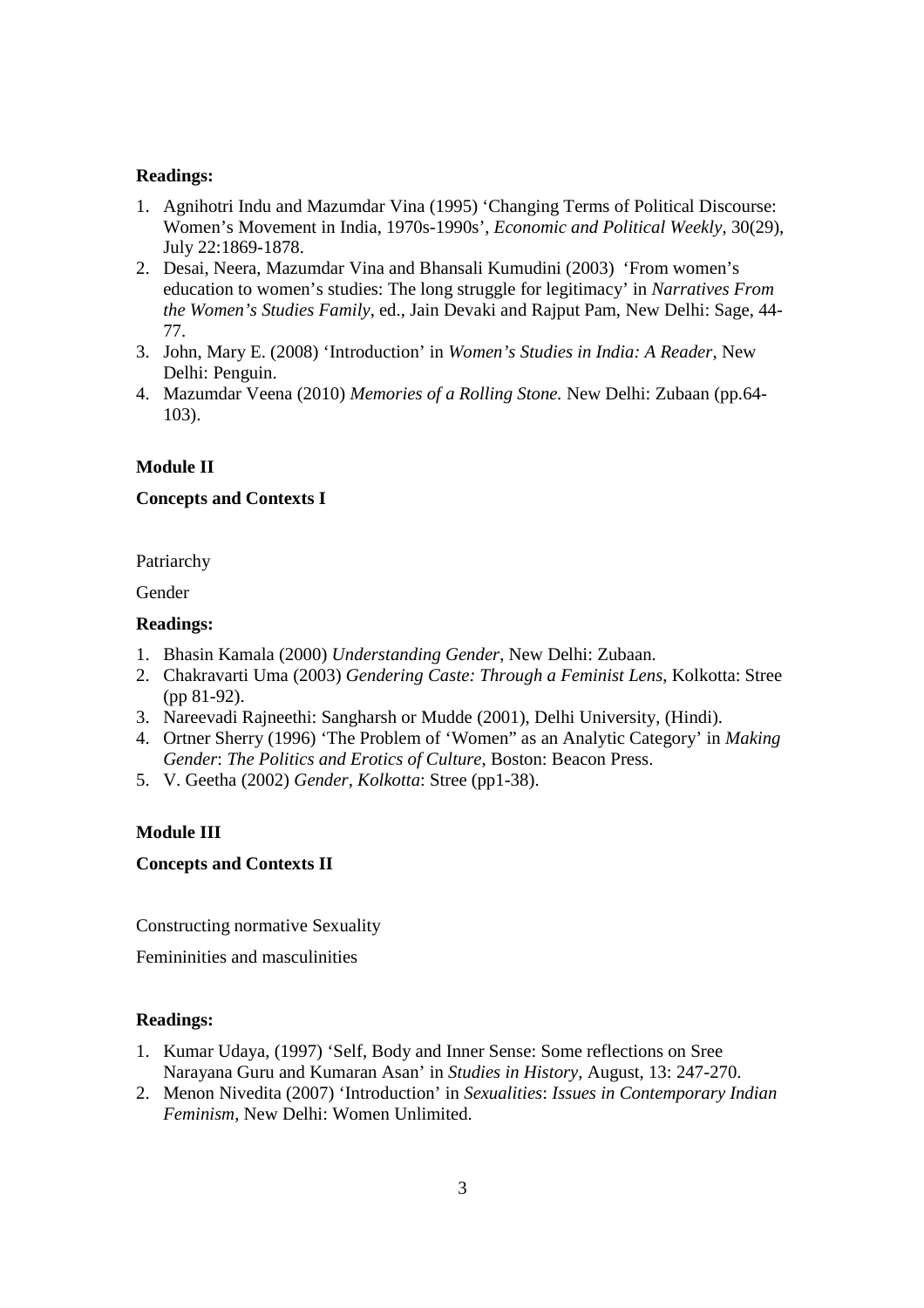**Readings:**

1. Agnihotri Indu and Mazumdar Vina (1995) 'Changing Terms of Political Discourse: Women's Movement in India, 1970s-1990s', *Economic and Political Weekly*, 30(29), July 22:1869-1878.
2. Desai, Neera, Mazumdar Vina and Bhansali Kumudini (2003) 'From women's education to women's studies: The long struggle for legitimacy' in *Narratives From the Women's Studies Family*, ed., Jain Devaki and Rajput Pam, New Delhi: Sage, 44-77.
3. John, Mary E. (2008) 'Introduction' in *Women's Studies in India: A Reader,* New Delhi: Penguin.
4. Mazumdar Veena (2010) *Memories of a Rolling Stone.* New Delhi: Zubaan (pp.64-103).

**Module II**

**Concepts and Contexts I**

Patriarchy

Gender

**Readings:**

1. Bhasin Kamala (2000) *Understanding Gender*, New Delhi: Zubaan.
2. Chakravarti Uma (2003) *Gendering Caste: Through a Feminist Lens*, Kolkotta: Stree (pp 81-92).
3. Nareevadi Rajneethi: Sangharsh or Mudde (2001), Delhi University, (Hindi).
4. Ortner Sherry (1996) 'The Problem of 'Women" as an Analytic Category' in *Making Gender*: *The Politics and Erotics of Culture*, Boston: Beacon Press.
5. V. Geetha (2002) *Gender, Kolkotta*: Stree (pp1-38).

**Module III**

**Concepts and Contexts II**

Constructing normative Sexuality

Femininities and masculinities

**Readings:**

1. Kumar Udaya, (1997) 'Self, Body and Inner Sense: Some reflections on Sree Narayana Guru and Kumaran Asan' in *Studies in History,* August, 13: 247-270.
2. Menon Nivedita (2007) 'Introduction' in *Sexualities*: *Issues in Contemporary Indian Feminism*, New Delhi: Women Unlimited.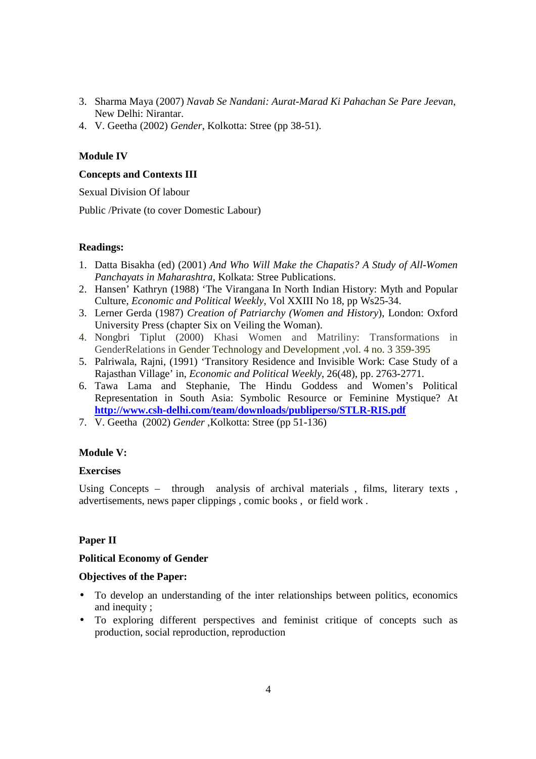3. Sharma Maya (2007) *Navab Se Nandani: Aurat-Marad Ki Pahachan Se Pare Jeevan*, New Delhi: Nirantar.
4. V. Geetha (2002) *Gender*, Kolkotta: Stree (pp 38-51).

**Module IV**

**Concepts and Contexts III**

Sexual Division Of labour

Public /Private (to cover Domestic Labour)

**Readings:**

1. Datta Bisakha (ed) (2001) *And Who Will Make the Chapatis? A Study of All-Women Panchayats in Maharashtra*, Kolkata: Stree Publications.
2. Hansen' Kathryn (1988) 'The Virangana In North Indian History: Myth and Popular Culture, *Economic and Political Weekly*, Vol XXIII No 18, pp Ws25-34.
3. Lerner Gerda (1987) *Creation of Patriarchy (Women and History*), London: Oxford University Press (chapter Six on Veiling the Woman).
4. Nongbri Tiplut (2000) Khasi Women and Matriliny: Transformations in GenderRelations in Gender Technology and Development ,vol. 4 no. 3 359-395
5. Palriwala, Rajni, (1991) 'Transitory Residence and Invisible Work: Case Study of a Rajasthan Village' in, *Economic and Political Weekly*, 26(48), pp. 2763-2771.
6. Tawa Lama and Stephanie, The Hindu Goddess and Women's Political Representation in South Asia: Symbolic Resource or Feminine Mystique? At **http://www.csh-delhi.com/team/downloads/publiperso/STLR-RIS.pdf**
7. V. Geetha (2002) *Gender* ,Kolkotta: Stree (pp 51-136)

**Module V:**

**Exercises**

Using Concepts – through analysis of archival materials , films, literary texts , advertisements, news paper clippings , comic books , or field work .

**Paper II**

**Political Economy of Gender**

**Objectives of the Paper:**

- To develop an understanding of the inter relationships between politics, economics and inequity ;
- To exploring different perspectives and feminist critique of concepts such as production, social reproduction, reproduction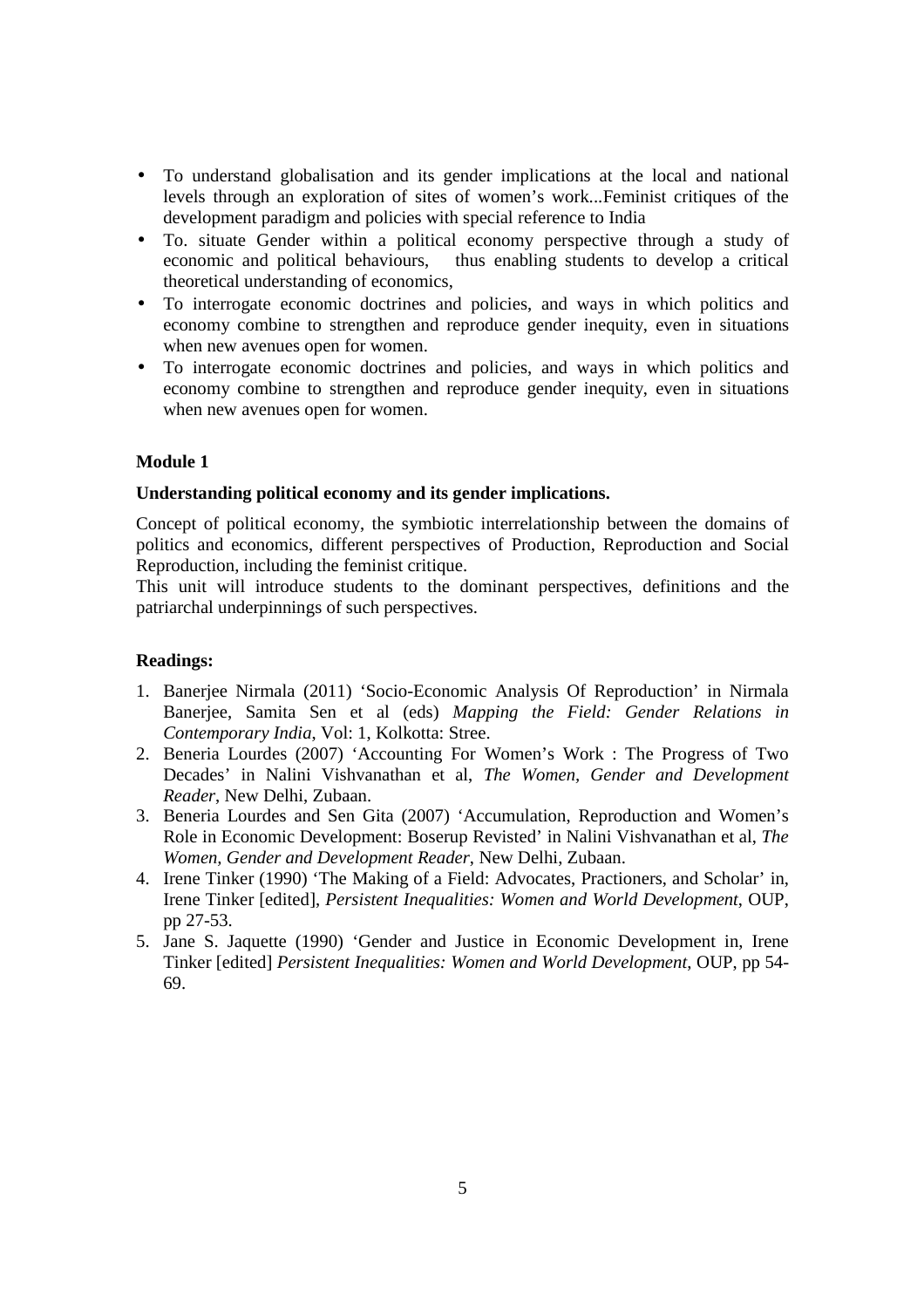- To understand globalisation and its gender implications at the local and national levels through an exploration of sites of women's work...Feminist critiques of the development paradigm and policies with special reference to India
- To. situate Gender within a political economy perspective through a study of economic and political behaviours, thus enabling students to develop a critical theoretical understanding of economics,
- To interrogate economic doctrines and policies, and ways in which politics and economy combine to strengthen and reproduce gender inequity, even in situations when new avenues open for women.
- To interrogate economic doctrines and policies, and ways in which politics and economy combine to strengthen and reproduce gender inequity, even in situations when new avenues open for women.

**Module 1**

**Understanding political economy and its gender implications.**

Concept of political economy, the symbiotic interrelationship between the domains of politics and economics, different perspectives of Production, Reproduction and Social Reproduction, including the feminist critique.
This unit will introduce students to the dominant perspectives, definitions and the patriarchal underpinnings of such perspectives.

**Readings:**

1. Banerjee Nirmala (2011) 'Socio-Economic Analysis Of Reproduction' in Nirmala Banerjee, Samita Sen et al (eds) *Mapping the Field: Gender Relations in Contemporary India*, Vol: 1, Kolkotta: Stree.
2. Beneria Lourdes (2007) 'Accounting For Women's Work : The Progress of Two Decades' in Nalini Vishvanathan et al, *The Women, Gender and Development Reader*, New Delhi, Zubaan.
3. Beneria Lourdes and Sen Gita (2007) 'Accumulation, Reproduction and Women's Role in Economic Development: Boserup Revisted' in Nalini Vishvanathan et al, *The Women, Gender and Development Reader*, New Delhi, Zubaan.
4. Irene Tinker (1990) 'The Making of a Field: Advocates, Practioners, and Scholar' in, Irene Tinker [edited], *Persistent Inequalities: Women and World Development*, OUP, pp 27-53.
5. Jane S. Jaquette (1990) 'Gender and Justice in Economic Development in, Irene Tinker [edited] *Persistent Inequalities: Women and World Development*, OUP, pp 54-69.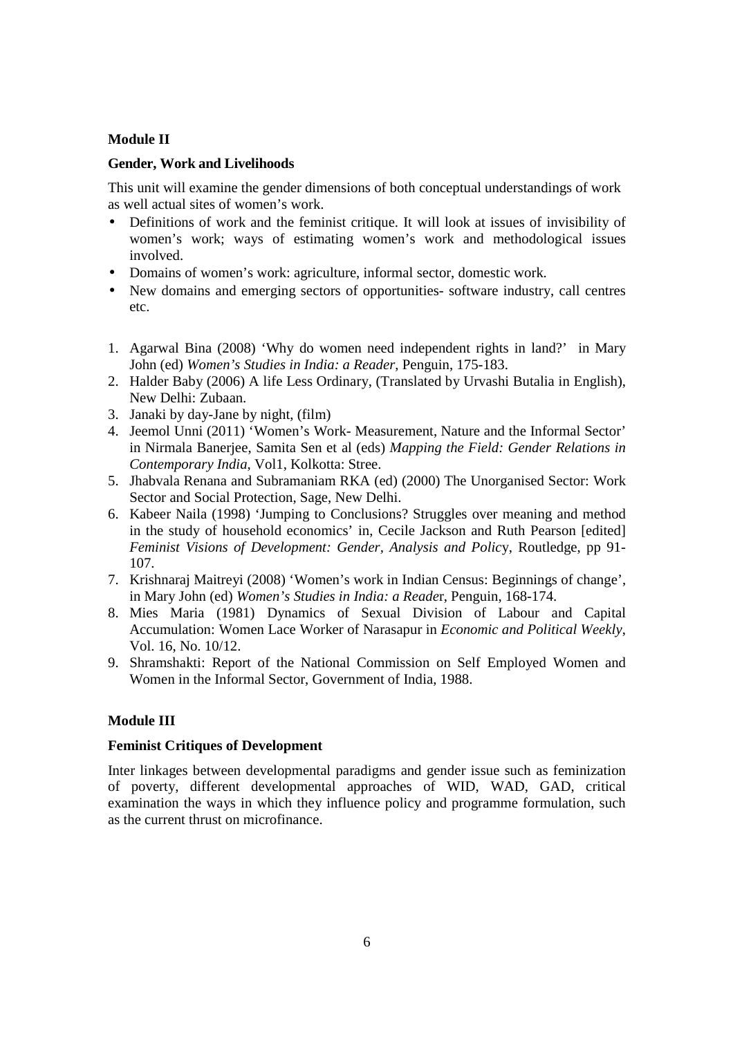**Module II**

**Gender, Work and Livelihoods**

This unit will examine the gender dimensions of both conceptual understandings of work as well actual sites of women's work.

- Definitions of work and the feminist critique. It will look at issues of invisibility of women's work; ways of estimating women's work and methodological issues involved.
- Domains of women's work: agriculture, informal sector, domestic work.
- New domains and emerging sectors of opportunities- software industry, call centres etc.

1. Agarwal Bina (2008) 'Why do women need independent rights in land?' in Mary John (ed) *Women's Studies in India: a Reader*, Penguin, 175-183.
2. Halder Baby (2006) A life Less Ordinary, (Translated by Urvashi Butalia in English), New Delhi: Zubaan.
3. Janaki by day-Jane by night, (film)
4. Jeemol Unni (2011) 'Women's Work- Measurement, Nature and the Informal Sector' in Nirmala Banerjee, Samita Sen et al (eds) *Mapping the Field: Gender Relations in Contemporary India*, Vol1, Kolkotta: Stree.
5. Jhabvala Renana and Subramaniam RKA (ed) (2000) The Unorganised Sector: Work Sector and Social Protection, Sage, New Delhi.
6. Kabeer Naila (1998) 'Jumping to Conclusions? Struggles over meaning and method in the study of household economics' in, Cecile Jackson and Ruth Pearson [edited] *Feminist Visions of Development: Gender, Analysis and Policy*, Routledge, pp 91-107.
7. Krishnaraj Maitreyi (2008) 'Women's work in Indian Census: Beginnings of change', in Mary John (ed) *Women's Studies in India: a Reader*, Penguin, 168-174.
8. Mies Maria (1981) Dynamics of Sexual Division of Labour and Capital Accumulation: Women Lace Worker of Narasapur in *Economic and Political Weekly*, Vol. 16, No. 10/12.
9. Shramshakti: Report of the National Commission on Self Employed Women and Women in the Informal Sector, Government of India, 1988.

**Module III**

**Feminist Critiques of Development**

Inter linkages between developmental paradigms and gender issue such as feminization of poverty, different developmental approaches of WID, WAD, GAD, critical examination the ways in which they influence policy and programme formulation, such as the current thrust on microfinance.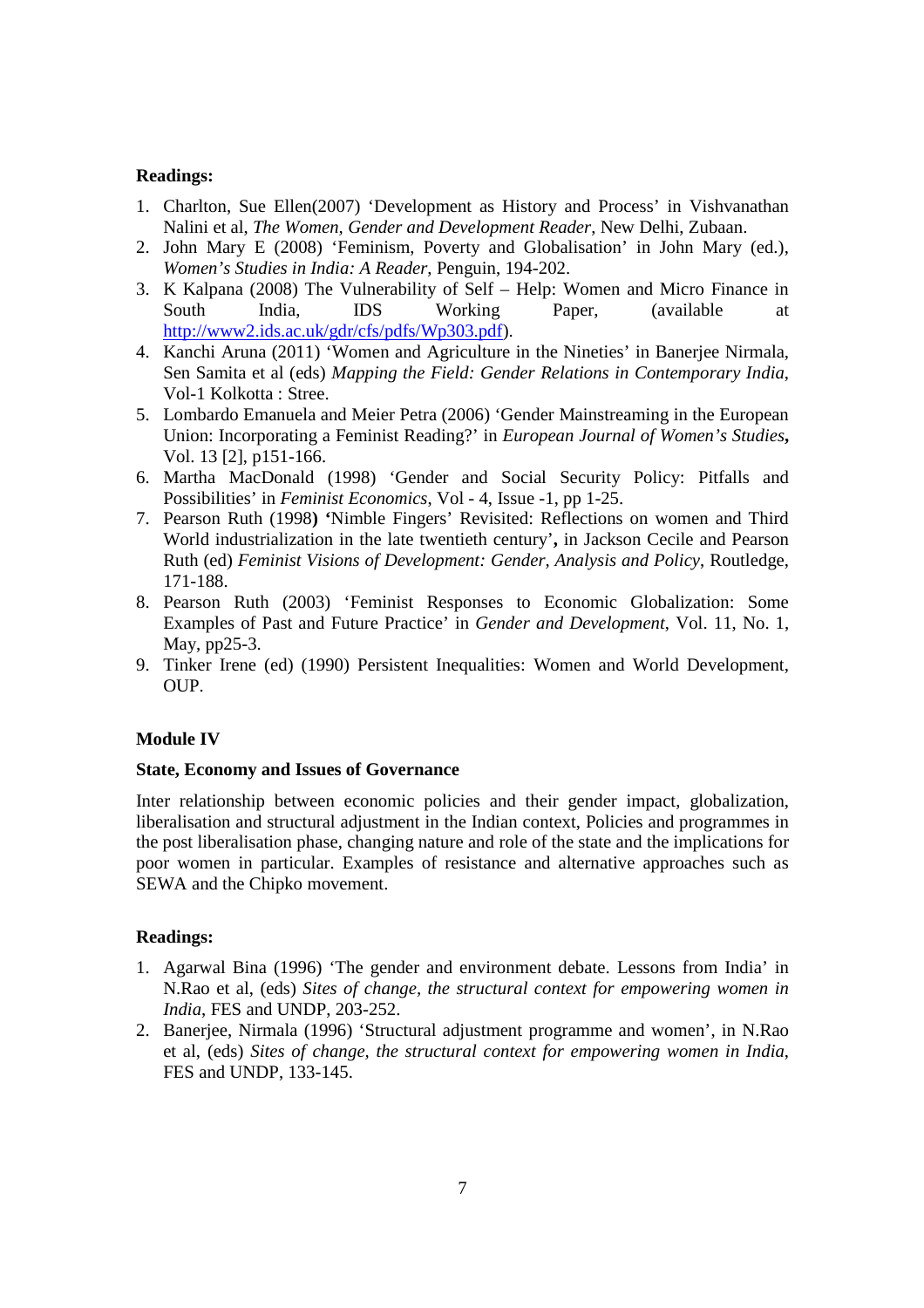**Readings:**

1. Charlton, Sue Ellen(2007) 'Development as History and Process' in Vishvanathan Nalini et al, *The Women, Gender and Development Reader*, New Delhi, Zubaan.
2. John Mary E (2008) 'Feminism, Poverty and Globalisation' in John Mary (ed.), *Women's Studies in India: A Reader*, Penguin, 194-202.
3. K Kalpana (2008) The Vulnerability of Self – Help: Women and Micro Finance in South India, IDS Working Paper, (available at http://www2.ids.ac.uk/gdr/cfs/pdfs/Wp303.pdf).
4. Kanchi Aruna (2011) 'Women and Agriculture in the Nineties' in Banerjee Nirmala, Sen Samita et al (eds) *Mapping the Field: Gender Relations in Contemporary India*, Vol-1 Kolkotta : Stree.
5. Lombardo Emanuela and Meier Petra (2006) 'Gender Mainstreaming in the European Union: Incorporating a Feminist Reading?' in *European Journal of Women's Studies***,** Vol. 13 [2], p151-166.
6. Martha MacDonald (1998) 'Gender and Social Security Policy: Pitfalls and Possibilities' in *Feminist Economics*, Vol - 4, Issue -1, pp 1-25.
7. Pearson Ruth (1998**) '**Nimble Fingers' Revisited: Reflections on women and Third World industrialization in the late twentieth century'**,** in Jackson Cecile and Pearson Ruth (ed) *Feminist Visions of Development: Gender, Analysis and Policy*, Routledge, 171-188.
8. Pearson Ruth (2003) 'Feminist Responses to Economic Globalization: Some Examples of Past and Future Practice' in *Gender and Development*, Vol. 11, No. 1, May, pp25-3.
9. Tinker Irene (ed) (1990) Persistent Inequalities: Women and World Development, OUP.

**Module IV**

**State, Economy and Issues of Governance**

Inter relationship between economic policies and their gender impact, globalization, liberalisation and structural adjustment in the Indian context, Policies and programmes in the post liberalisation phase, changing nature and role of the state and the implications for poor women in particular. Examples of resistance and alternative approaches such as SEWA and the Chipko movement.

**Readings:**

1. Agarwal Bina (1996) 'The gender and environment debate. Lessons from India' in N.Rao et al, (eds) *Sites of change, the structural context for empowering women in India*, FES and UNDP, 203-252.
2. Banerjee, Nirmala (1996) 'Structural adjustment programme and women', in N.Rao et al, (eds) *Sites of change, the structural context for empowering women in India*, FES and UNDP, 133-145.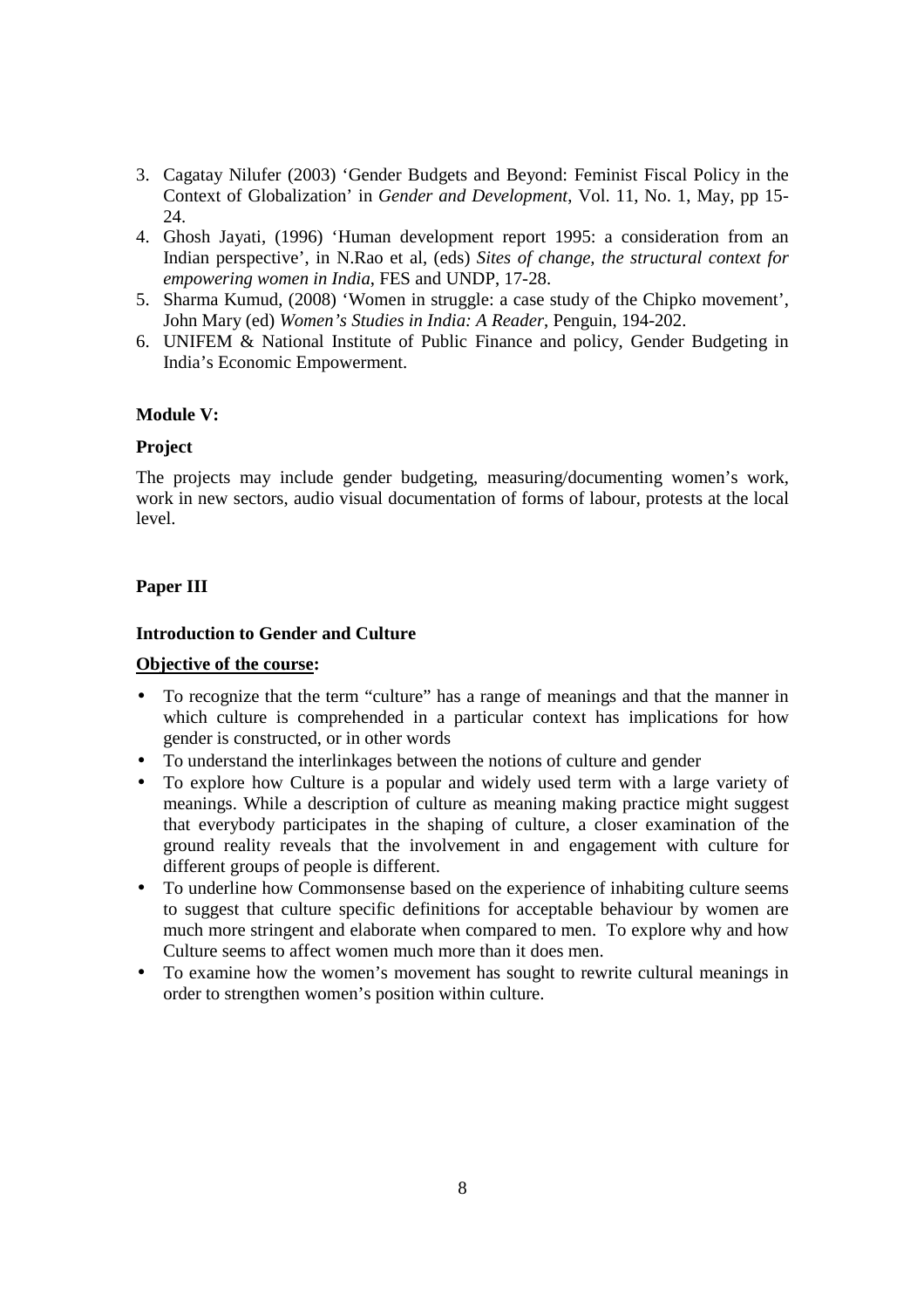3. Cagatay Nilufer (2003) 'Gender Budgets and Beyond: Feminist Fiscal Policy in the Context of Globalization' in *Gender and Development*, Vol. 11, No. 1, May, pp 15-24.
4. Ghosh Jayati, (1996) 'Human development report 1995: a consideration from an Indian perspective', in N.Rao et al, (eds) *Sites of change, the structural context for empowering women in India*, FES and UNDP, 17-28.
5. Sharma Kumud, (2008) 'Women in struggle: a case study of the Chipko movement', John Mary (ed) *Women's Studies in India: A Reader*, Penguin, 194-202.
6. UNIFEM & National Institute of Public Finance and policy, Gender Budgeting in India's Economic Empowerment.

**Module V:**

**Project**

The projects may include gender budgeting, measuring/documenting women's work, work in new sectors, audio visual documentation of forms of labour, protests at the local level.

**Paper III**

**Introduction to Gender and Culture**

**Objective of the course:**

- To recognize that the term "culture" has a range of meanings and that the manner in which culture is comprehended in a particular context has implications for how gender is constructed, or in other words
- To understand the interlinkages between the notions of culture and gender
- To explore how Culture is a popular and widely used term with a large variety of meanings. While a description of culture as meaning making practice might suggest that everybody participates in the shaping of culture, a closer examination of the ground reality reveals that the involvement in and engagement with culture for different groups of people is different.
- To underline how Commonsense based on the experience of inhabiting culture seems to suggest that culture specific definitions for acceptable behaviour by women are much more stringent and elaborate when compared to men. To explore why and how Culture seems to affect women much more than it does men.
- To examine how the women's movement has sought to rewrite cultural meanings in order to strengthen women's position within culture.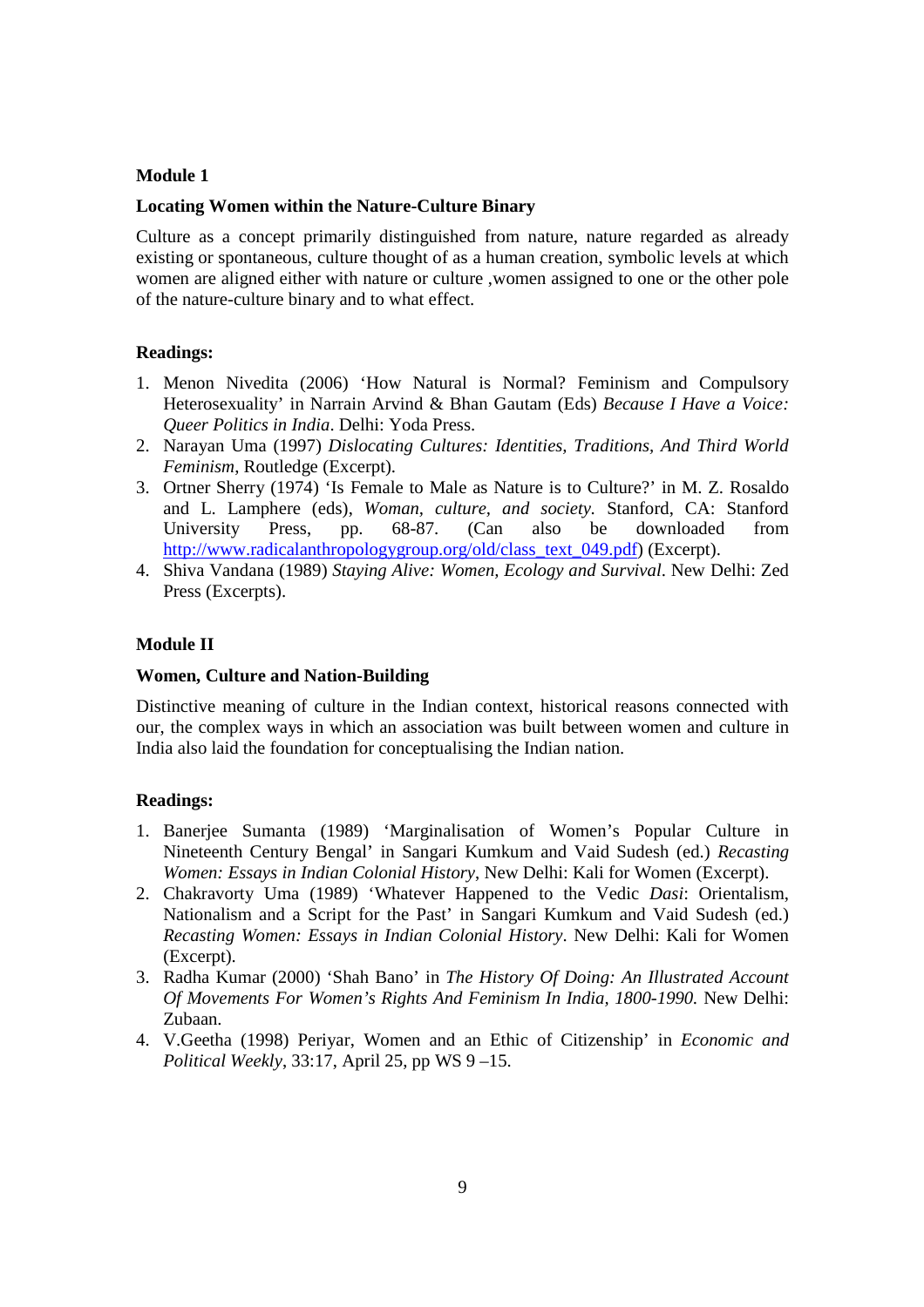**Module 1**

**Locating Women within the Nature-Culture Binary**

Culture as a concept primarily distinguished from nature, nature regarded as already existing or spontaneous, culture thought of as a human creation, symbolic levels at which women are aligned either with nature or culture ,women assigned to one or the other pole of the nature-culture binary and to what effect.

**Readings:**

1. Menon Nivedita (2006) 'How Natural is Normal? Feminism and Compulsory Heterosexuality' in Narrain Arvind & Bhan Gautam (Eds) *Because I Have a Voice: Queer Politics in India*. Delhi: Yoda Press.
2. Narayan Uma (1997) *Dislocating Cultures: Identities, Traditions, And Third World Feminism*, Routledge (Excerpt).
3. Ortner Sherry (1974) 'Is Female to Male as Nature is to Culture?' in M. Z. Rosaldo and L. Lamphere (eds), *Woman, culture, and society.* Stanford, CA: Stanford University Press, pp. 68-87. (Can also be downloaded from http://www.radicalanthropologygroup.org/old/class_text_049.pdf) (Excerpt).
4. Shiva Vandana (1989) *Staying Alive: Women, Ecology and Survival*. New Delhi: Zed Press (Excerpts).

**Module II**

**Women, Culture and Nation-Building**

Distinctive meaning of culture in the Indian context, historical reasons connected with our, the complex ways in which an association was built between women and culture in India also laid the foundation for conceptualising the Indian nation.

**Readings:**

1. Banerjee Sumanta (1989) 'Marginalisation of Women's Popular Culture in Nineteenth Century Bengal' in Sangari Kumkum and Vaid Sudesh (ed.) *Recasting Women: Essays in Indian Colonial History*, New Delhi: Kali for Women (Excerpt).
2. Chakravorty Uma (1989) 'Whatever Happened to the Vedic *Dasi*: Orientalism, Nationalism and a Script for the Past' in Sangari Kumkum and Vaid Sudesh (ed.) *Recasting Women: Essays in Indian Colonial History*. New Delhi: Kali for Women (Excerpt).
3. Radha Kumar (2000) 'Shah Bano' in *The History Of Doing: An Illustrated Account Of Movements For Women's Rights And Feminism In India, 1800-1990.* New Delhi: Zubaan.
4. V.Geetha (1998) Periyar, Women and an Ethic of Citizenship' in *Economic and Political Weekly*, 33:17, April 25, pp WS 9 –15.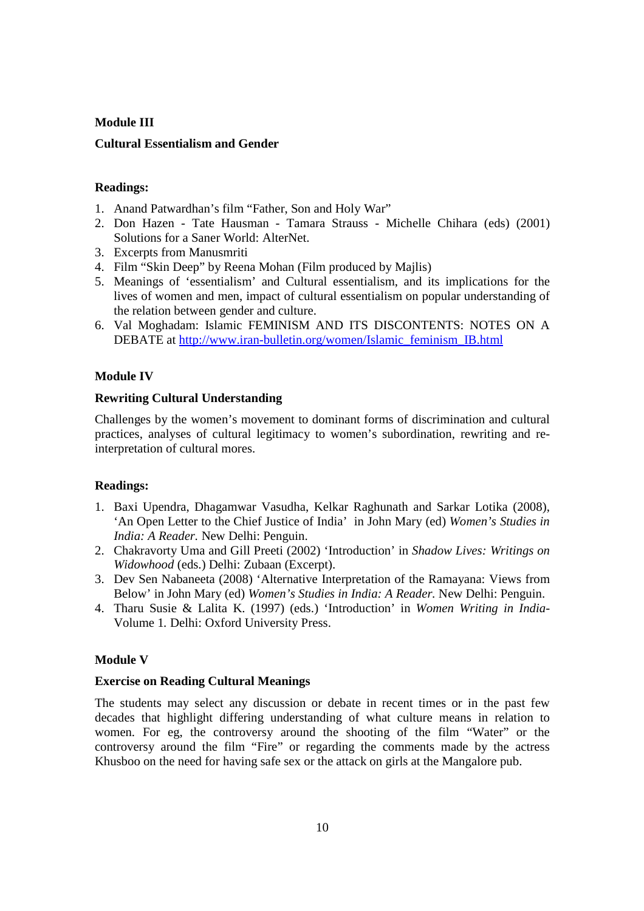## Module III

### Cultural Essentialism and Gender

**Readings:**

1. Anand Patwardhan's film "Father, Son and Holy War"
2. Don Hazen - Tate Hausman - Tamara Strauss - Michelle Chihara (eds) (2001) Solutions for a Saner World: AlterNet.
3. Excerpts from Manusmriti
4. Film "Skin Deep" by Reena Mohan (Film produced by Majlis)
5. Meanings of 'essentialism' and Cultural essentialism, and its implications for the lives of women and men, impact of cultural essentialism on popular understanding of the relation between gender and culture.
6. Val Moghadam: Islamic FEMINISM AND ITS DISCONTENTS: NOTES ON A DEBATE at http://www.iran-bulletin.org/women/Islamic_feminism_IB.html

## Module IV

### Rewriting Cultural Understanding

Challenges by the women's movement to dominant forms of discrimination and cultural practices, analyses of cultural legitimacy to women's subordination, rewriting and re-interpretation of cultural mores.

**Readings:**

1. Baxi Upendra, Dhagamwar Vasudha, Kelkar Raghunath and Sarkar Lotika (2008), 'An Open Letter to the Chief Justice of India' in John Mary (ed) *Women's Studies in India: A Reader.* New Delhi: Penguin.
2. Chakravorty Uma and Gill Preeti (2002) 'Introduction' in *Shadow Lives: Writings on Widowhood* (eds.) Delhi: Zubaan (Excerpt).
3. Dev Sen Nabaneeta (2008) 'Alternative Interpretation of the Ramayana: Views from Below' in John Mary (ed) *Women's Studies in India: A Reader.* New Delhi: Penguin.
4. Tharu Susie & Lalita K. (1997) (eds.) 'Introduction' in *Women Writing in India*-Volume 1. Delhi: Oxford University Press.

## Module V

### Exercise on Reading Cultural Meanings

The students may select any discussion or debate in recent times or in the past few decades that highlight differing understanding of what culture means in relation to women. For eg, the controversy around the shooting of the film "Water" or the controversy around the film "Fire" or regarding the comments made by the actress Khusboo on the need for having safe sex or the attack on girls at the Mangalore pub.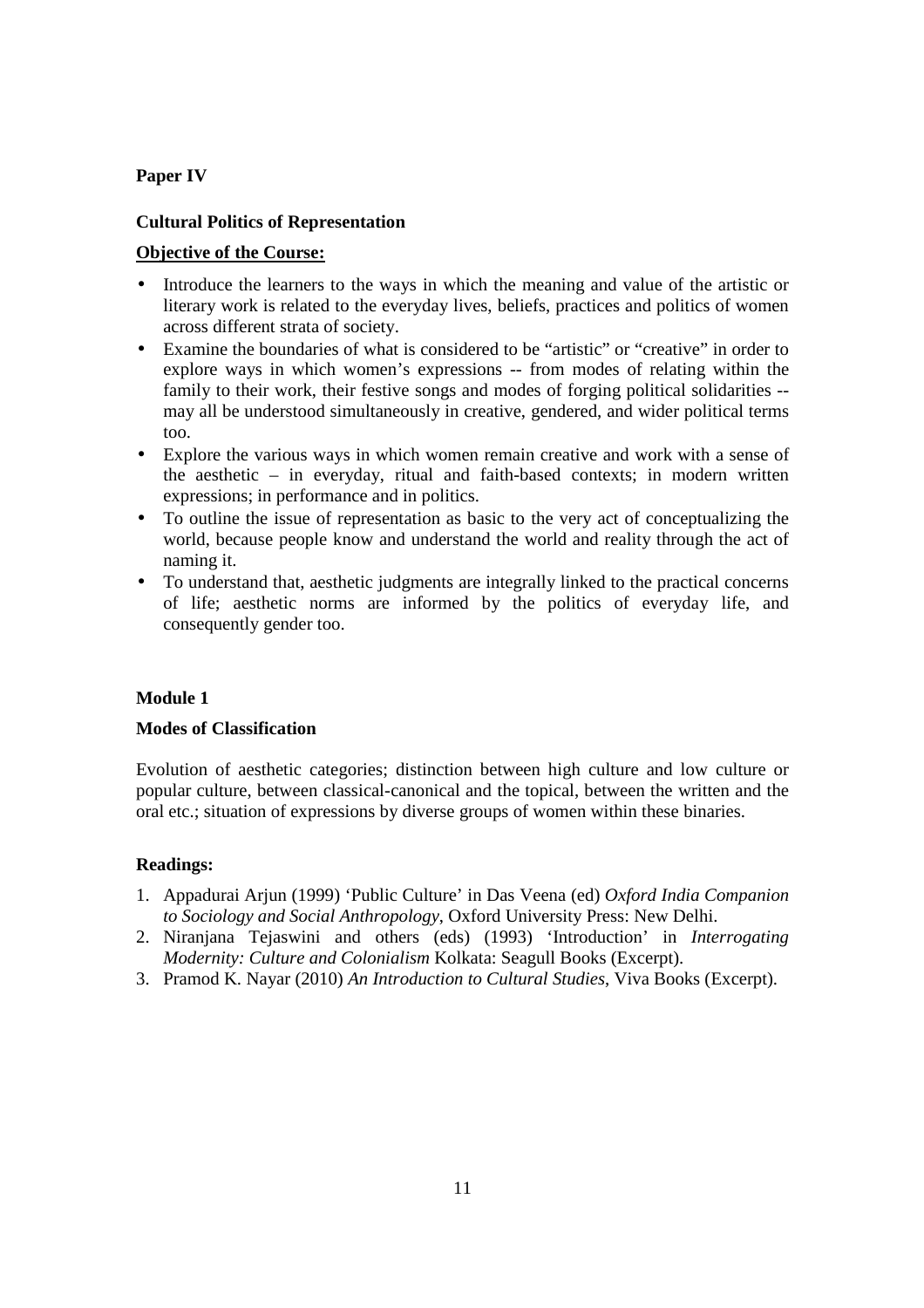**Paper IV**

**Cultural Politics of Representation**

**Objective of the Course:**

- Introduce the learners to the ways in which the meaning and value of the artistic or literary work is related to the everyday lives, beliefs, practices and politics of women across different strata of society.
- Examine the boundaries of what is considered to be "artistic" or "creative" in order to explore ways in which women's expressions -- from modes of relating within the family to their work, their festive songs and modes of forging political solidarities -- may all be understood simultaneously in creative, gendered, and wider political terms too.
- Explore the various ways in which women remain creative and work with a sense of the aesthetic – in everyday, ritual and faith-based contexts; in modern written expressions; in performance and in politics.
- To outline the issue of representation as basic to the very act of conceptualizing the world, because people know and understand the world and reality through the act of naming it.
- To understand that, aesthetic judgments are integrally linked to the practical concerns of life; aesthetic norms are informed by the politics of everyday life, and consequently gender too.

**Module 1**

**Modes of Classification**

Evolution of aesthetic categories; distinction between high culture and low culture or popular culture, between classical-canonical and the topical, between the written and the oral etc.; situation of expressions by diverse groups of women within these binaries.

**Readings:**

1. Appadurai Arjun (1999) 'Public Culture' in Das Veena (ed) *Oxford India Companion to Sociology and Social Anthropology*, Oxford University Press: New Delhi.
2. Niranjana Tejaswini and others (eds) (1993) 'Introduction' in *Interrogating Modernity: Culture and Colonialism* Kolkata: Seagull Books (Excerpt).
3. Pramod K. Nayar (2010) *An Introduction to Cultural Studies*, Viva Books (Excerpt).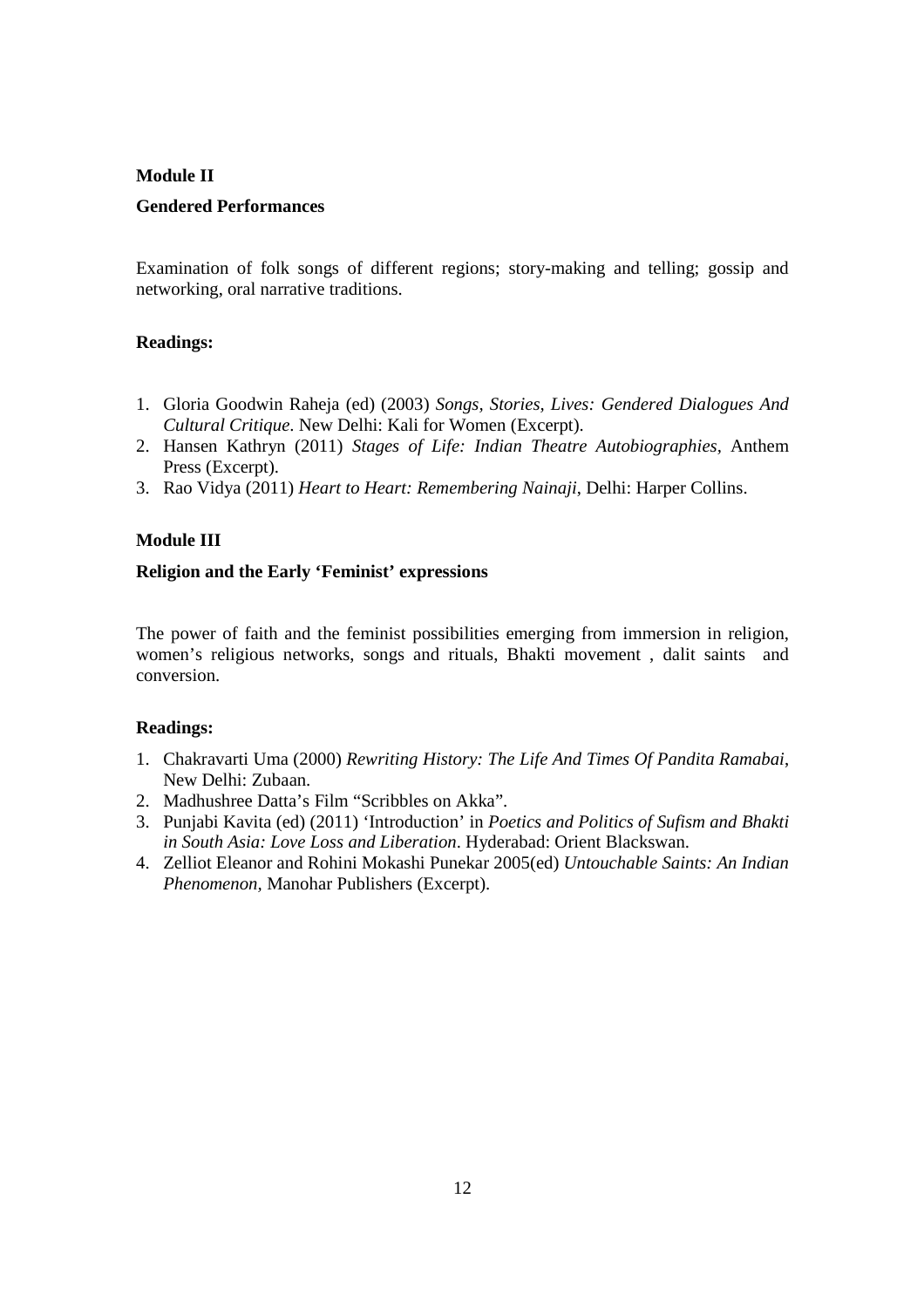**Module II**

**Gendered Performances**

Examination of folk songs of different regions; story-making and telling; gossip and networking, oral narrative traditions.

**Readings:**

1. Gloria Goodwin Raheja (ed) (2003) *Songs, Stories, Lives: Gendered Dialogues And Cultural Critique*. New Delhi: Kali for Women (Excerpt).
2. Hansen Kathryn (2011) *Stages of Life: Indian Theatre Autobiographies*, Anthem Press (Excerpt).
3. Rao Vidya (2011) *Heart to Heart: Remembering Nainaji*, Delhi: Harper Collins.

**Module III**

**Religion and the Early 'Feminist' expressions**

The power of faith and the feminist possibilities emerging from immersion in religion, women's religious networks, songs and rituals, Bhakti movement , dalit saints and conversion.

**Readings:**

1. Chakravarti Uma (2000) *Rewriting History: The Life And Times Of Pandita Ramabai*, New Delhi: Zubaan.
2. Madhushree Datta's Film "Scribbles on Akka".
3. Punjabi Kavita (ed) (2011) 'Introduction' in *Poetics and Politics of Sufism and Bhakti in South Asia: Love Loss and Liberation*. Hyderabad: Orient Blackswan.
4. Zelliot Eleanor and Rohini Mokashi Punekar 2005(ed) *Untouchable Saints: An Indian Phenomenon*, Manohar Publishers (Excerpt).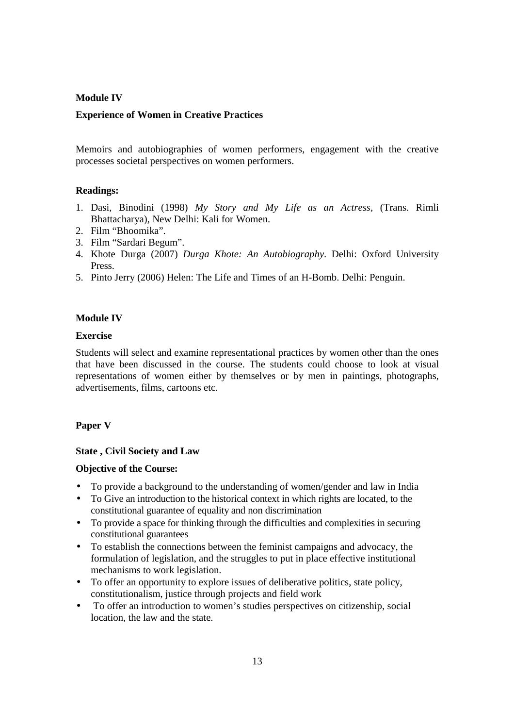**Module IV**

**Experience of Women in Creative Practices**

Memoirs and autobiographies of women performers, engagement with the creative processes societal perspectives on women performers.

**Readings:**

1. Dasi, Binodini (1998) *My Story and My Life as an Actress*, (Trans. Rimli Bhattacharya), New Delhi: Kali for Women.
2. Film "Bhoomika".
3. Film "Sardari Begum".
4. Khote Durga (2007) *Durga Khote: An Autobiography*. Delhi: Oxford University Press.
5. Pinto Jerry (2006) Helen: The Life and Times of an H-Bomb. Delhi: Penguin.

**Module IV**

**Exercise**

Students will select and examine representational practices by women other than the ones that have been discussed in the course. The students could choose to look at visual representations of women either by themselves or by men in paintings, photographs, advertisements, films, cartoons etc.

**Paper V**

**State , Civil Society and Law**

**Objective of the Course:**

- To provide a background to the understanding of women/gender and law in India
- To Give an introduction to the historical context in which rights are located, to the constitutional guarantee of equality and non discrimination
- To provide a space for thinking through the difficulties and complexities in securing constitutional guarantees
- To establish the connections between the feminist campaigns and advocacy, the formulation of legislation, and the struggles to put in place effective institutional mechanisms to work legislation.
- To offer an opportunity to explore issues of deliberative politics, state policy, constitutionalism, justice through projects and field work
- To offer an introduction to women's studies perspectives on citizenship, social location, the law and the state.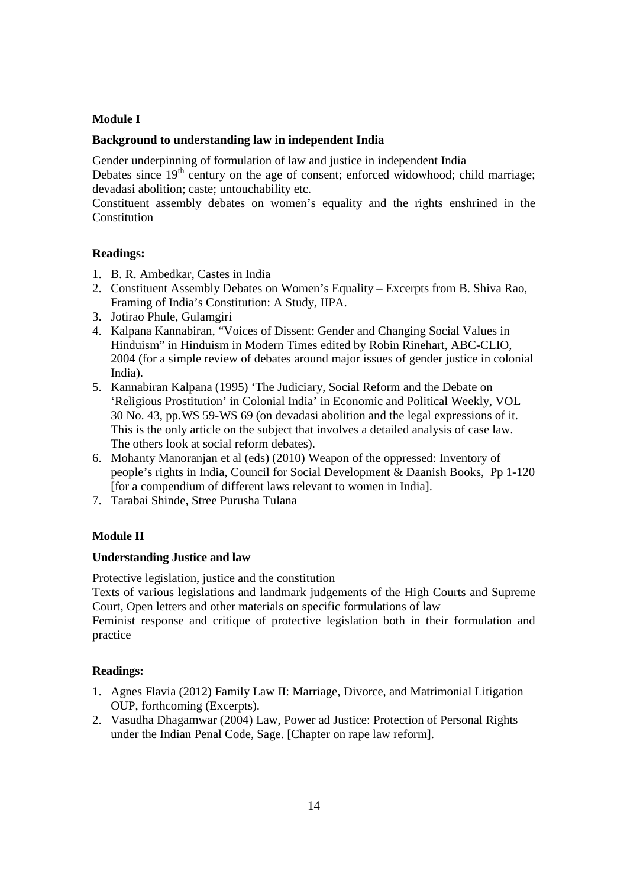**Module I**

**Background to understanding law in independent India**

Gender underpinning of formulation of law and justice in independent India
Debates since 19th century on the age of consent; enforced widowhood; child marriage; devadasi abolition; caste; untouchability etc.
Constituent assembly debates on women's equality and the rights enshrined in the Constitution

**Readings:**

1. B. R. Ambedkar, Castes in India
2. Constituent Assembly Debates on Women's Equality – Excerpts from B. Shiva Rao, Framing of India's Constitution: A Study, IIPA.
3. Jotirao Phule, Gulamgiri
4. Kalpana Kannabiran, "Voices of Dissent: Gender and Changing Social Values in Hinduism" in Hinduism in Modern Times edited by Robin Rinehart, ABC-CLIO, 2004 (for a simple review of debates around major issues of gender justice in colonial India).
5. Kannabiran Kalpana (1995) 'The Judiciary, Social Reform and the Debate on 'Religious Prostitution' in Colonial India' in Economic and Political Weekly, VOL 30 No. 43, pp.WS 59-WS 69 (on devadasi abolition and the legal expressions of it. This is the only article on the subject that involves a detailed analysis of case law. The others look at social reform debates).
6. Mohanty Manoranjan et al (eds) (2010) Weapon of the oppressed: Inventory of people's rights in India, Council for Social Development & Daanish Books, Pp 1-120 [for a compendium of different laws relevant to women in India].
7. Tarabai Shinde, Stree Purusha Tulana

**Module II**

**Understanding Justice and law**

Protective legislation, justice and the constitution
Texts of various legislations and landmark judgements of the High Courts and Supreme Court, Open letters and other materials on specific formulations of law
Feminist response and critique of protective legislation both in their formulation and practice

**Readings:**

1. Agnes Flavia (2012) Family Law II: Marriage, Divorce, and Matrimonial Litigation OUP, forthcoming (Excerpts).
2. Vasudha Dhagamwar (2004) Law, Power ad Justice: Protection of Personal Rights under the Indian Penal Code, Sage. [Chapter on rape law reform].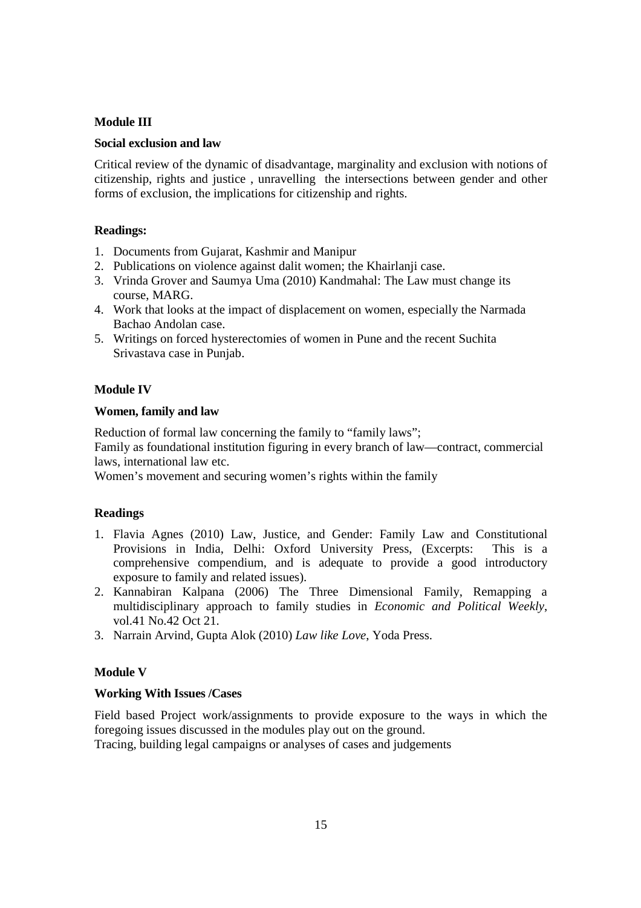**Module III**

**Social exclusion and law**

Critical review of the dynamic of disadvantage, marginality and exclusion with notions of citizenship, rights and justice , unravelling the intersections between gender and other forms of exclusion, the implications for citizenship and rights.

**Readings:**

1. Documents from Gujarat, Kashmir and Manipur
2. Publications on violence against dalit women; the Khairlanji case.
3. Vrinda Grover and Saumya Uma (2010) Kandmahal: The Law must change its course, MARG.
4. Work that looks at the impact of displacement on women, especially the Narmada Bachao Andolan case.
5. Writings on forced hysterectomies of women in Pune and the recent Suchita Srivastava case in Punjab.

**Module IV**

**Women, family and law**

Reduction of formal law concerning the family to "family laws";

Family as foundational institution figuring in every branch of law—contract, commercial laws, international law etc.

Women's movement and securing women's rights within the family

**Readings**

1. Flavia Agnes (2010) Law, Justice, and Gender: Family Law and Constitutional Provisions in India, Delhi: Oxford University Press, (Excerpts: This is a comprehensive compendium, and is adequate to provide a good introductory exposure to family and related issues).
2. Kannabiran Kalpana (2006) The Three Dimensional Family, Remapping a multidisciplinary approach to family studies in *Economic and Political Weekly*, vol.41 No.42 Oct 21.
3. Narrain Arvind, Gupta Alok (2010) *Law like Love,* Yoda Press.

**Module V**

**Working With Issues /Cases**

Field based Project work/assignments to provide exposure to the ways in which the foregoing issues discussed in the modules play out on the ground.

Tracing, building legal campaigns or analyses of cases and judgements